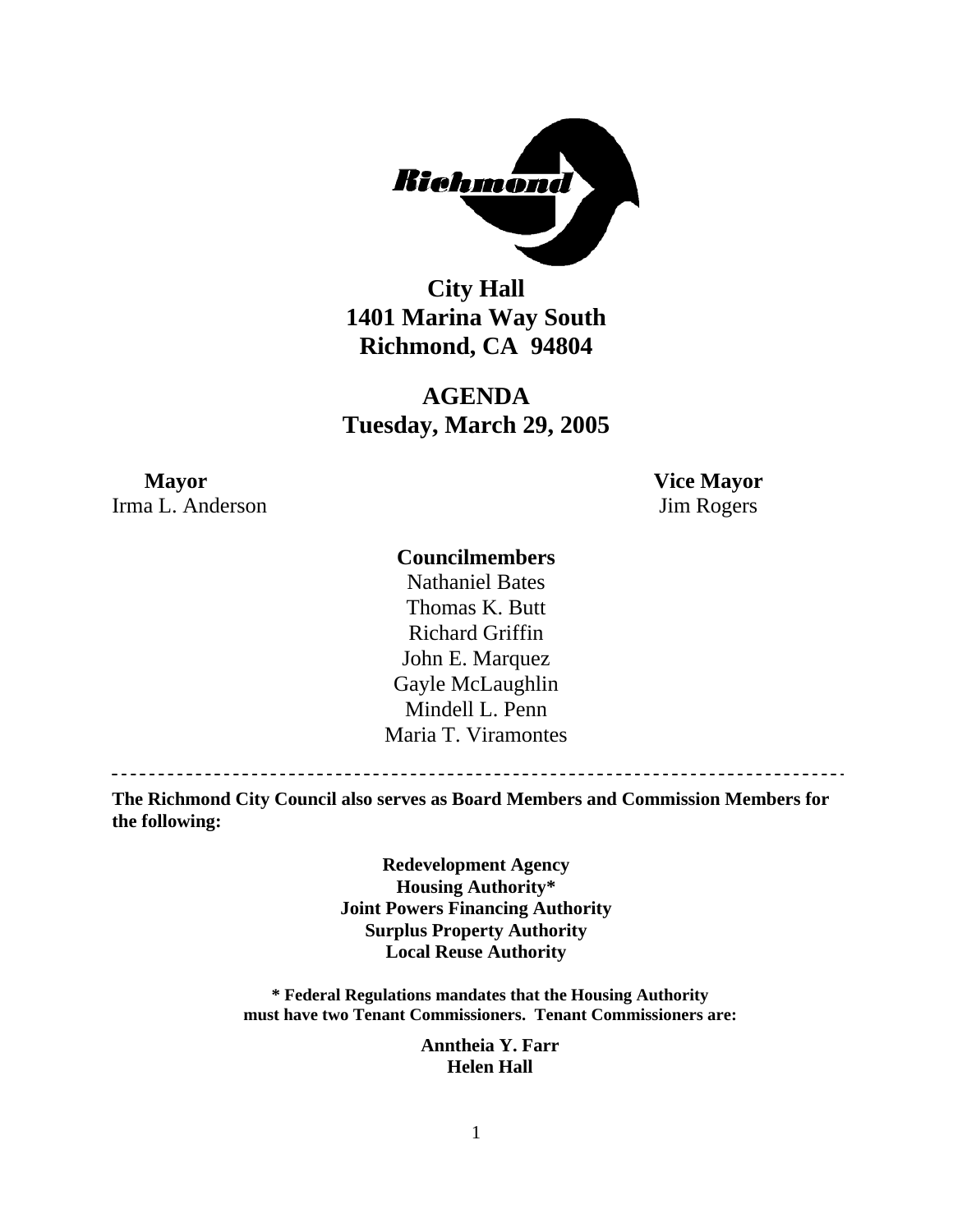**City Hall**
**1401 Marina Way South**
**Richmond, CA 94804**

# AGENDA
## Tuesday, March 29, 2005

**Mayor**
Irma L. Anderson

**Vice Mayor**
Jim Rogers

**Councilmembers**
Nathaniel Bates
Thomas K. Butt
Richard Griffin
John E. Marquez
Gayle McLaughlin
Mindell L. Penn
Maria T. Viramontes

---

**The Richmond City Council also serves as Board Members and Commission Members for the following:**

**Redevelopment Agency**
**Housing Authority***
**Joint Powers Financing Authority**
**Surplus Property Authority**
**Local Reuse Authority**

**\* Federal Regulations mandates that the Housing Authority must have two Tenant Commissioners. Tenant Commissioners are:**

**Anntheia Y. Farr**
**Helen Hall**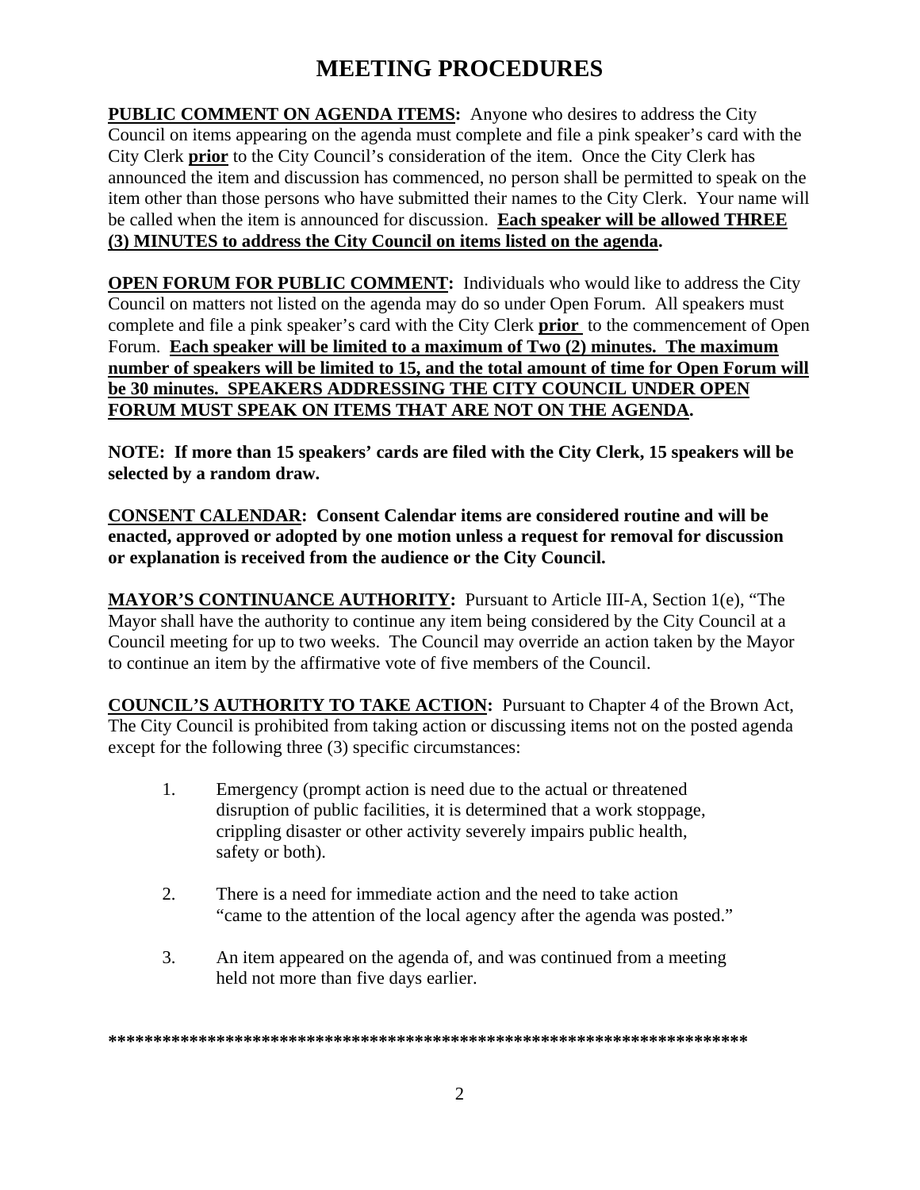# MEETING PROCEDURES

**PUBLIC COMMENT ON AGENDA ITEMS:** Anyone who desires to address the City Council on items appearing on the agenda must complete and file a pink speaker's card with the City Clerk **prior** to the City Council's consideration of the item. Once the City Clerk has announced the item and discussion has commenced, no person shall be permitted to speak on the item other than those persons who have submitted their names to the City Clerk. Your name will be called when the item is announced for discussion. **Each speaker will be allowed THREE (3) MINUTES to address the City Council on items listed on the agenda.**

**OPEN FORUM FOR PUBLIC COMMENT:** Individuals who would like to address the City Council on matters not listed on the agenda may do so under Open Forum. All speakers must complete and file a pink speaker's card with the City Clerk **prior** to the commencement of Open Forum. **Each speaker will be limited to a maximum of Two (2) minutes. The maximum number of speakers will be limited to 15, and the total amount of time for Open Forum will be 30 minutes. SPEAKERS ADDRESSING THE CITY COUNCIL UNDER OPEN FORUM MUST SPEAK ON ITEMS THAT ARE NOT ON THE AGENDA.**

**NOTE: If more than 15 speakers' cards are filed with the City Clerk, 15 speakers will be selected by a random draw.**

**CONSENT CALENDAR: Consent Calendar items are considered routine and will be enacted, approved or adopted by one motion unless a request for removal for discussion or explanation is received from the audience or the City Council.**

**MAYOR'S CONTINUANCE AUTHORITY:** Pursuant to Article III-A, Section 1(e), "The Mayor shall have the authority to continue any item being considered by the City Council at a Council meeting for up to two weeks. The Council may override an action taken by the Mayor to continue an item by the affirmative vote of five members of the Council.

**COUNCIL'S AUTHORITY TO TAKE ACTION:** Pursuant to Chapter 4 of the Brown Act, The City Council is prohibited from taking action or discussing items not on the posted agenda except for the following three (3) specific circumstances:

1. Emergency (prompt action is need due to the actual or threatened disruption of public facilities, it is determined that a work stoppage, crippling disaster or other activity severely impairs public health, safety or both).

2. There is a need for immediate action and the need to take action "came to the attention of the local agency after the agenda was posted."

3. An item appeared on the agenda of, and was continued from a meeting held not more than five days earlier.

**************************************************************************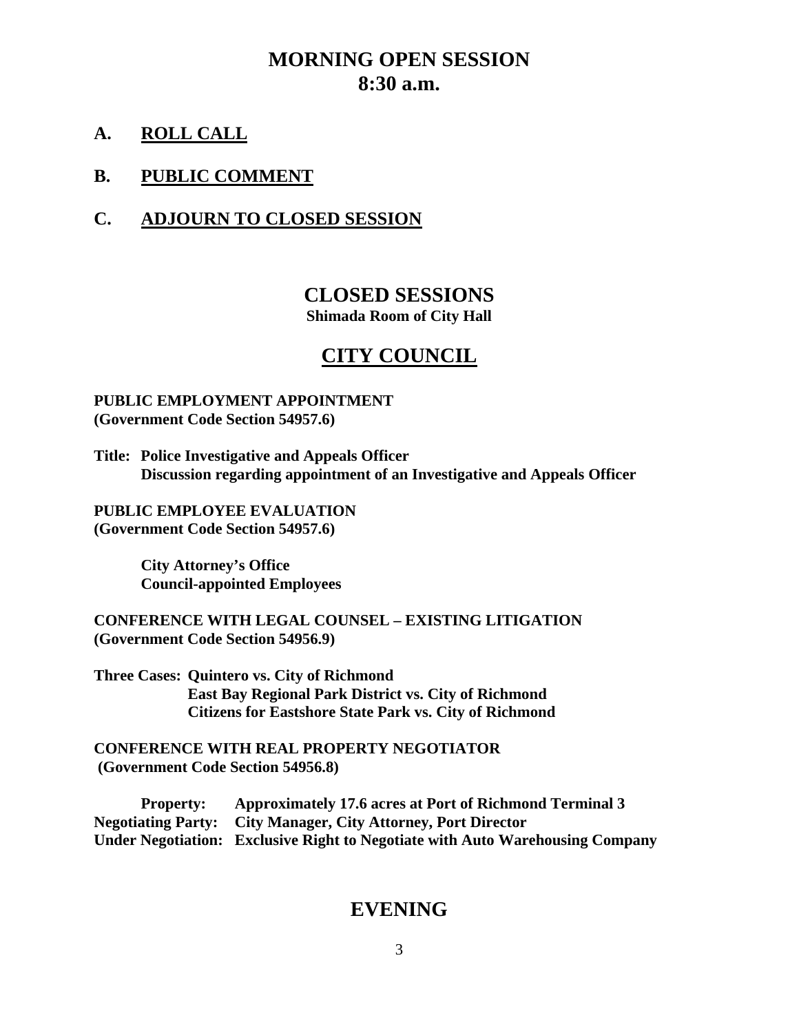# MORNING OPEN SESSION
# 8:30 a.m.

## A. ROLL CALL

## B. PUBLIC COMMENT

## C. ADJOURN TO CLOSED SESSION

# CLOSED SESSIONS

**Shimada Room of City Hall**

# CITY COUNCIL

**PUBLIC EMPLOYMENT APPOINTMENT**
**(Government Code Section 54957.6)**

**Title: Police Investigative and Appeals Officer**
**Discussion regarding appointment of an Investigative and Appeals Officer**

**PUBLIC EMPLOYEE EVALUATION**
**(Government Code Section 54957.6)**

**City Attorney's Office**
**Council-appointed Employees**

**CONFERENCE WITH LEGAL COUNSEL – EXISTING LITIGATION**
**(Government Code Section 54956.9)**

**Three Cases: Quintero vs. City of Richmond**
**East Bay Regional Park District vs. City of Richmond**
**Citizens for Eastshore State Park vs. City of Richmond**

**CONFERENCE WITH REAL PROPERTY NEGOTIATOR**
**(Government Code Section 54956.8)**

**Property:** **Approximately 17.6 acres at Port of Richmond Terminal 3**
**Negotiating Party:** **City Manager, City Attorney, Port Director**
**Under Negotiation:** **Exclusive Right to Negotiate with Auto Warehousing Company**

# EVENING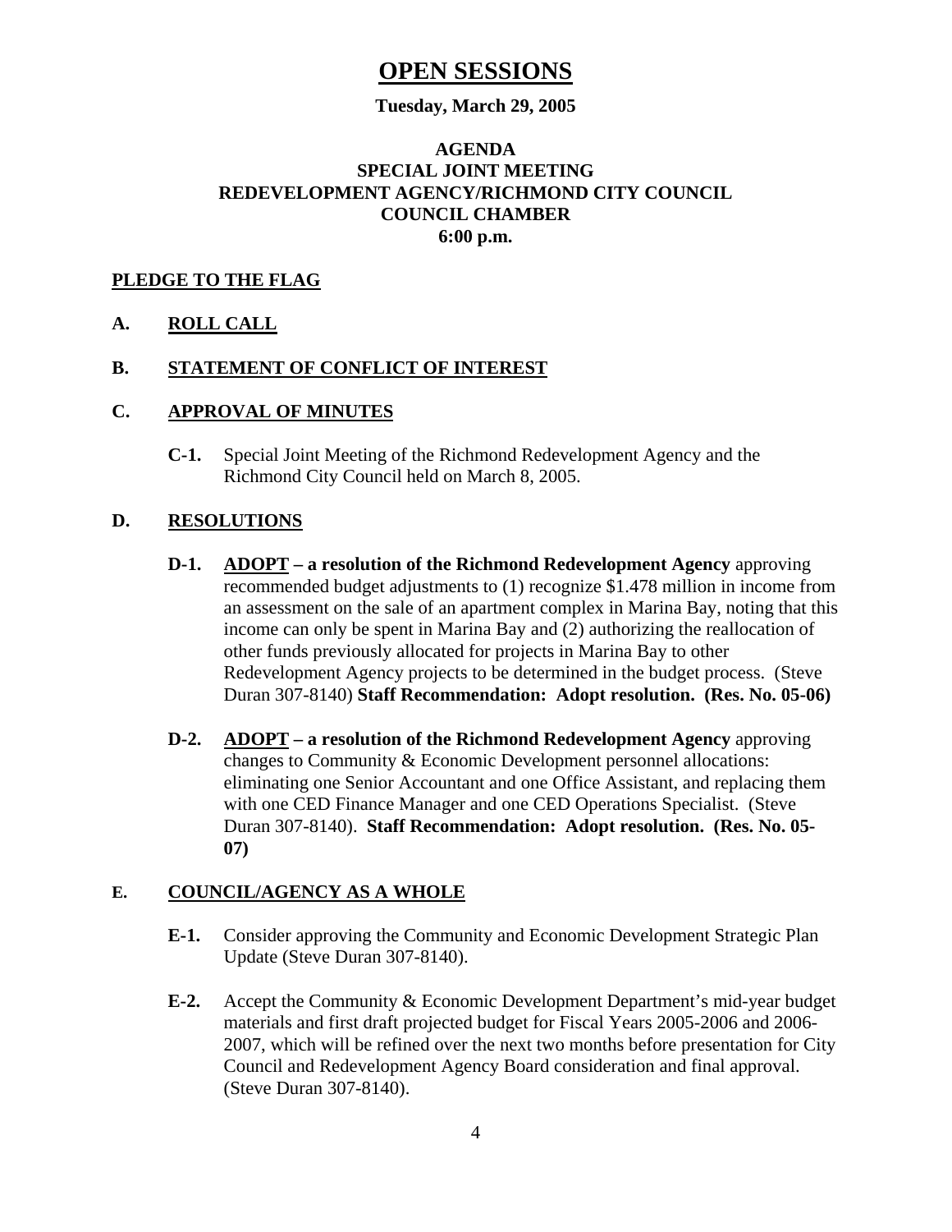# OPEN SESSIONS

**Tuesday, March 29, 2005**

**AGENDA**
**SPECIAL JOINT MEETING**
**REDEVELOPMENT AGENCY/RICHMOND CITY COUNCIL**
**COUNCIL CHAMBER**
**6:00 p.m.**

**PLEDGE TO THE FLAG**

**A. ROLL CALL**

**B. STATEMENT OF CONFLICT OF INTEREST**

**C. APPROVAL OF MINUTES**

**C-1.** Special Joint Meeting of the Richmond Redevelopment Agency and the Richmond City Council held on March 8, 2005.

**D. RESOLUTIONS**

**D-1.** **ADOPT – a resolution of the Richmond Redevelopment Agency** approving recommended budget adjustments to (1) recognize $1.478 million in income from an assessment on the sale of an apartment complex in Marina Bay, noting that this income can only be spent in Marina Bay and (2) authorizing the reallocation of other funds previously allocated for projects in Marina Bay to other Redevelopment Agency projects to be determined in the budget process. (Steve Duran 307-8140) **Staff Recommendation: Adopt resolution. (Res. No. 05-06)**

**D-2.** **ADOPT – a resolution of the Richmond Redevelopment Agency** approving changes to Community & Economic Development personnel allocations: eliminating one Senior Accountant and one Office Assistant, and replacing them with one CED Finance Manager and one CED Operations Specialist. (Steve Duran 307-8140). **Staff Recommendation: Adopt resolution. (Res. No. 05-07)**

**E. COUNCIL/AGENCY AS A WHOLE**

**E-1.** Consider approving the Community and Economic Development Strategic Plan Update (Steve Duran 307-8140).

**E-2.** Accept the Community & Economic Development Department's mid-year budget materials and first draft projected budget for Fiscal Years 2005-2006 and 2006-2007, which will be refined over the next two months before presentation for City Council and Redevelopment Agency Board consideration and final approval. (Steve Duran 307-8140).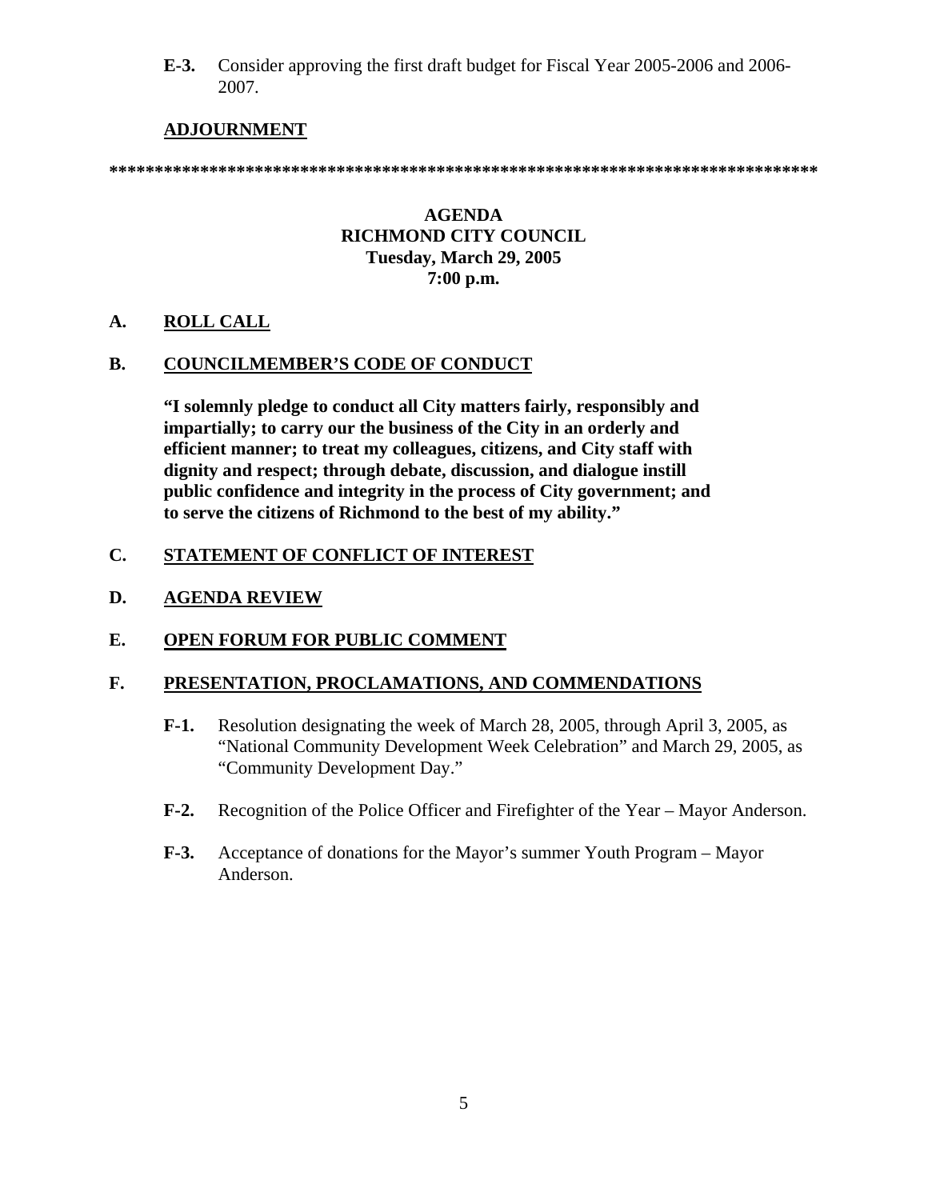**E-3.** Consider approving the first draft budget for Fiscal Year 2005-2006 and 2006-2007.

**ADJOURNMENT**

*******************************************************************************

**AGENDA**
**RICHMOND CITY COUNCIL**
**Tuesday, March 29, 2005**
**7:00 p.m.**

**A. ROLL CALL**

**B. COUNCILMEMBER'S CODE OF CONDUCT**

**"I solemnly pledge to conduct all City matters fairly, responsibly and impartially; to carry our the business of the City in an orderly and efficient manner; to treat my colleagues, citizens, and City staff with dignity and respect; through debate, discussion, and dialogue instill public confidence and integrity in the process of City government; and to serve the citizens of Richmond to the best of my ability."**

**C. STATEMENT OF CONFLICT OF INTEREST**

**D. AGENDA REVIEW**

**E. OPEN FORUM FOR PUBLIC COMMENT**

**F. PRESENTATION, PROCLAMATIONS, AND COMMENDATIONS**

**F-1.** Resolution designating the week of March 28, 2005, through April 3, 2005, as "National Community Development Week Celebration" and March 29, 2005, as "Community Development Day."

**F-2.** Recognition of the Police Officer and Firefighter of the Year – Mayor Anderson.

**F-3.** Acceptance of donations for the Mayor's summer Youth Program – Mayor Anderson.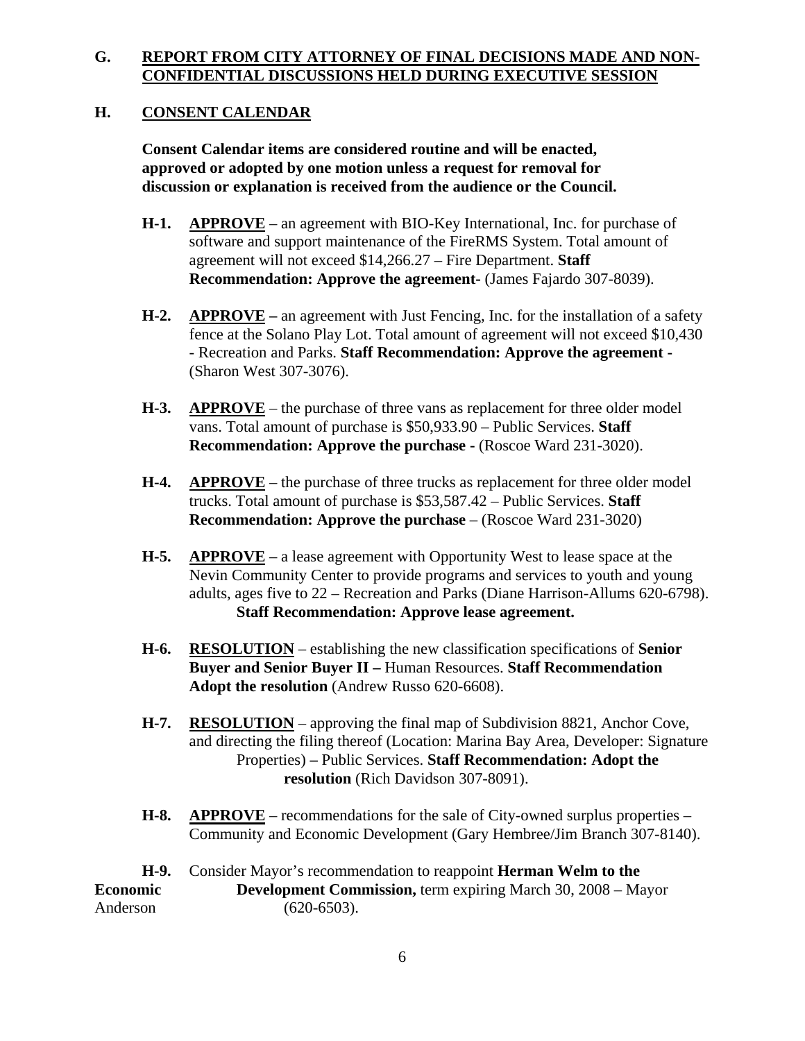## G. REPORT FROM CITY ATTORNEY OF FINAL DECISIONS MADE AND NON-CONFIDENTIAL DISCUSSIONS HELD DURING EXECUTIVE SESSION

## H. CONSENT CALENDAR

**Consent Calendar items are considered routine and will be enacted, approved or adopted by one motion unless a request for removal for discussion or explanation is received from the audience or the Council.**

**H-1.** **APPROVE** – an agreement with BIO-Key International, Inc. for purchase of software and support maintenance of the FireRMS System. Total amount of agreement will not exceed $14,266.27 – Fire Department. **Staff Recommendation: Approve the agreement-** (James Fajardo 307-8039).

**H-2.** **APPROVE –** an agreement with Just Fencing, Inc. for the installation of a safety fence at the Solano Play Lot. Total amount of agreement will not exceed $10,430 - Recreation and Parks. **Staff Recommendation: Approve the agreement -** (Sharon West 307-3076).

**H-3.** **APPROVE** – the purchase of three vans as replacement for three older model vans. Total amount of purchase is $50,933.90 – Public Services. **Staff Recommendation: Approve the purchase -** (Roscoe Ward 231-3020).

**H-4.** **APPROVE** – the purchase of three trucks as replacement for three older model trucks. Total amount of purchase is $53,587.42 – Public Services. **Staff Recommendation: Approve the purchase** – (Roscoe Ward 231-3020)

**H-5.** **APPROVE** – a lease agreement with Opportunity West to lease space at the Nevin Community Center to provide programs and services to youth and young adults, ages five to 22 – Recreation and Parks (Diane Harrison-Allums 620-6798). **Staff Recommendation: Approve lease agreement.**

**H-6.** **RESOLUTION** – establishing the new classification specifications of **Senior Buyer and Senior Buyer II –** Human Resources. **Staff Recommendation Adopt the resolution** (Andrew Russo 620-6608).

**H-7.** **RESOLUTION** – approving the final map of Subdivision 8821, Anchor Cove, and directing the filing thereof (Location: Marina Bay Area, Developer: Signature Properties) **–** Public Services. **Staff Recommendation: Adopt the resolution** (Rich Davidson 307-8091).

**H-8.** **APPROVE** – recommendations for the sale of City-owned surplus properties – Community and Economic Development (Gary Hembree/Jim Branch 307-8140).

**H-9.** Consider Mayor's recommendation to reappoint **Herman Welm to the Economic Development Commission,** term expiring March 30, 2008 – Mayor Anderson (620-6503).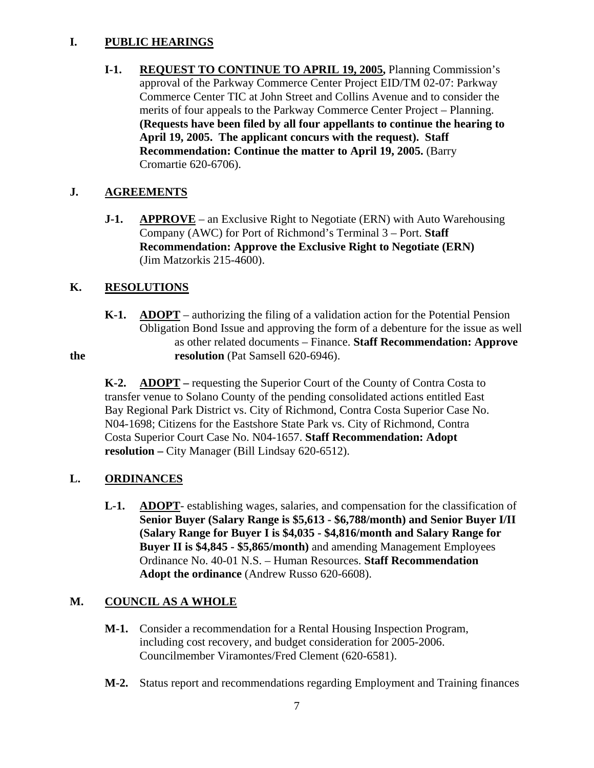## I. PUBLIC HEARINGS

**I-1.** **REQUEST TO CONTINUE TO APRIL 19, 2005,** Planning Commission's approval of the Parkway Commerce Center Project EID/TM 02-07: Parkway Commerce Center TIC at John Street and Collins Avenue and to consider the merits of four appeals to the Parkway Commerce Center Project – Planning. **(Requests have been filed by all four appellants to continue the hearing to April 19, 2005. The applicant concurs with the request). Staff Recommendation: Continue the matter to April 19, 2005.** (Barry Cromartie 620-6706).

## J. AGREEMENTS

**J-1.** **APPROVE** – an Exclusive Right to Negotiate (ERN) with Auto Warehousing Company (AWC) for Port of Richmond's Terminal 3 – Port. **Staff Recommendation: Approve the Exclusive Right to Negotiate (ERN)** (Jim Matzorkis 215-4600).

## K. RESOLUTIONS

**K-1.** **ADOPT** – authorizing the filing of a validation action for the Potential Pension Obligation Bond Issue and approving the form of a debenture for the issue as well as other related documents – Finance. **Staff Recommendation: Approve the resolution** (Pat Samsell 620-6946).

**K-2.** **ADOPT –** requesting the Superior Court of the County of Contra Costa to transfer venue to Solano County of the pending consolidated actions entitled East Bay Regional Park District vs. City of Richmond, Contra Costa Superior Case No. N04-1698; Citizens for the Eastshore State Park vs. City of Richmond, Contra Costa Superior Court Case No. N04-1657. **Staff Recommendation: Adopt resolution –** City Manager (Bill Lindsay 620-6512).

## L. ORDINANCES

**L-1.** **ADOPT**- establishing wages, salaries, and compensation for the classification of **Senior Buyer (Salary Range is $5,613 - $6,788/month) and Senior Buyer I/II (Salary Range for Buyer I is $4,035 - $4,816/month and Salary Range for Buyer II is $4,845 - $5,865/month)** and amending Management Employees Ordinance No. 40-01 N.S. – Human Resources. **Staff Recommendation Adopt the ordinance** (Andrew Russo 620-6608).

## M. COUNCIL AS A WHOLE

**M-1.** Consider a recommendation for a Rental Housing Inspection Program, including cost recovery, and budget consideration for 2005-2006. Councilmember Viramontes/Fred Clement (620-6581).

**M-2.** Status report and recommendations regarding Employment and Training finances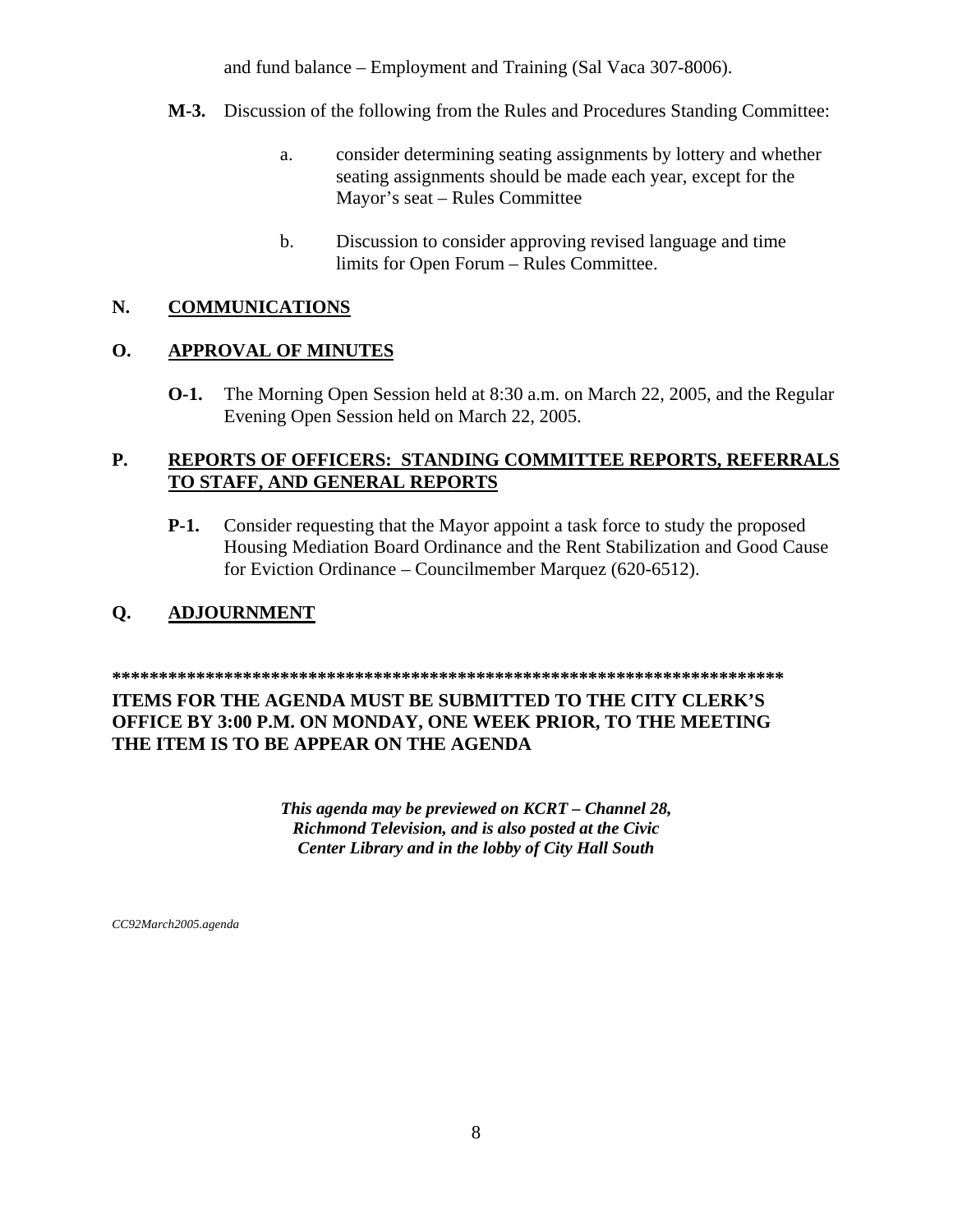and fund balance – Employment and Training (Sal Vaca 307-8006).

**M-3.** Discussion of the following from the Rules and Procedures Standing Committee:

a. consider determining seating assignments by lottery and whether seating assignments should be made each year, except for the Mayor's seat – Rules Committee

b. Discussion to consider approving revised language and time limits for Open Forum – Rules Committee.

## N. COMMUNICATIONS

## O. APPROVAL OF MINUTES

**O-1.** The Morning Open Session held at 8:30 a.m. on March 22, 2005, and the Regular Evening Open Session held on March 22, 2005.

## P. REPORTS OF OFFICERS: STANDING COMMITTEE REPORTS, REFERRALS TO STAFF, AND GENERAL REPORTS

**P-1.** Consider requesting that the Mayor appoint a task force to study the proposed Housing Mediation Board Ordinance and the Rent Stabilization and Good Cause for Eviction Ordinance – Councilmember Marquez (620-6512).

## Q. ADJOURNMENT

**************************************************************************

**ITEMS FOR THE AGENDA MUST BE SUBMITTED TO THE CITY CLERK'S OFFICE BY 3:00 P.M. ON MONDAY, ONE WEEK PRIOR, TO THE MEETING THE ITEM IS TO BE APPEAR ON THE AGENDA**

***This agenda may be previewed on KCRT – Channel 28, Richmond Television, and is also posted at the Civic Center Library and in the lobby of City Hall South***

*CC92March2005.agenda*